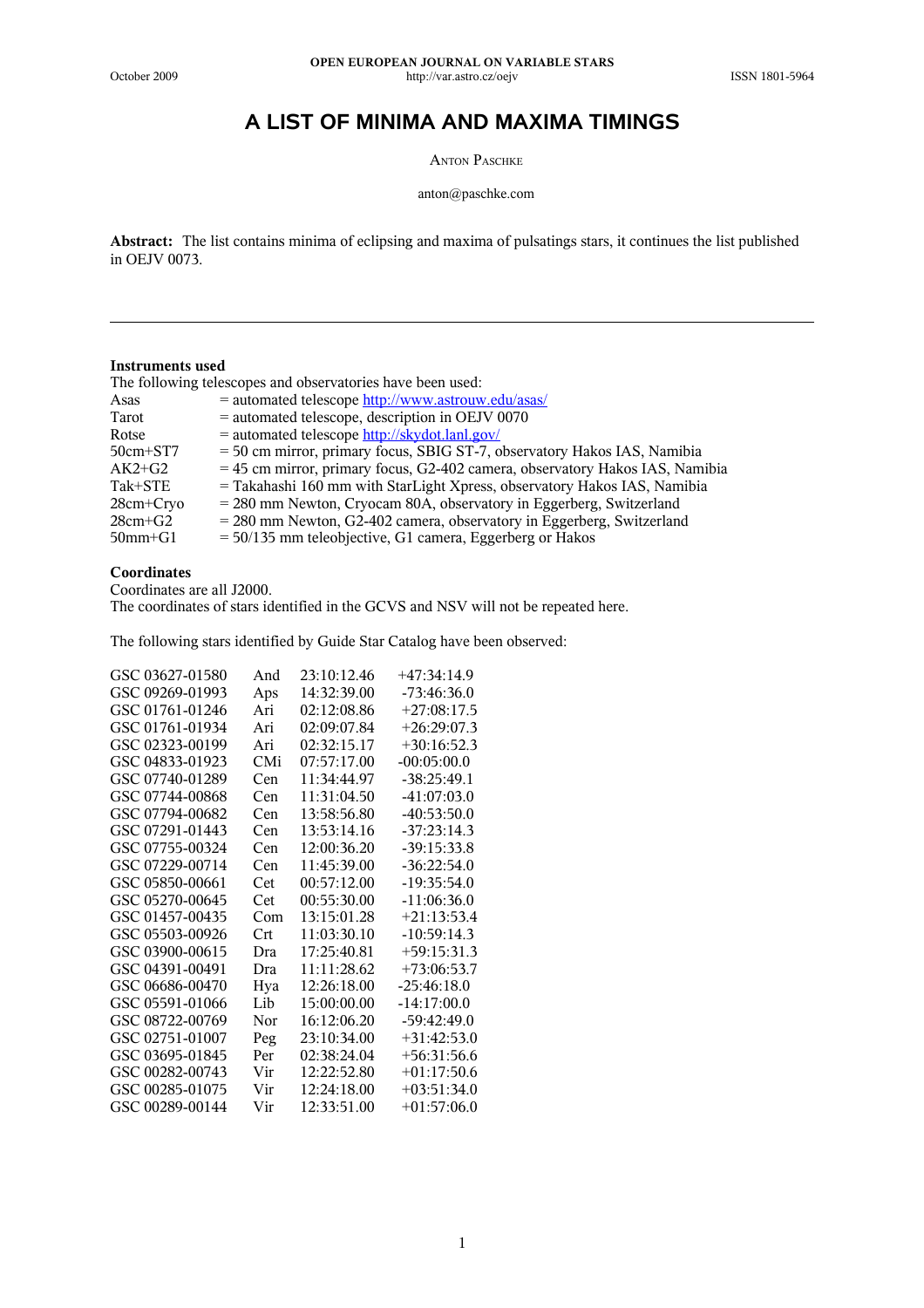# A LIST OF MINIMA AND MAXIMA TIMINGS

ANTON PASCHKE

anton@paschke.com

**Abstract:** The list contains minima of eclipsing and maxima of pulsatings stars, it continues the list published in OEJV 0073.

---

### Instruments used

The following telescopes and observatories have been used:

| | |
|---|---|
| Asas | = automated telescope http://www.astrouw.edu/asas/ |
| Tarot | = automated telescope, description in OEJV 0070 |
| Rotse | = automated telescope http://skydot.lanl.gov/ |
| 50cm+ST7 | = 50 cm mirror, primary focus, SBIG ST-7, observatory Hakos IAS, Namibia |
| AK2+G2 | = 45 cm mirror, primary focus, G2-402 camera, observatory Hakos IAS, Namibia |
| Tak+STE | = Takahashi 160 mm with StarLight Xpress, observatory Hakos IAS, Namibia |
| 28cm+Cryo | = 280 mm Newton, Cryocam 80A, observatory in Eggerberg, Switzerland |
| 28cm+G2 | = 280 mm Newton, G2-402 camera, observatory in Eggerberg, Switzerland |
| 50mm+G1 | = 50/135 mm teleobjective, G1 camera, Eggerberg or Hakos |

### Coordinates

Coordinates are all J2000.
The coordinates of stars identified in the GCVS and NSV will not be repeated here.

The following stars identified by Guide Star Catalog have been observed:

| Star | Con | RA | Dec |
|---|---|---|---|
| GSC 03627-01580 | And | 23:10:12.46 | +47:34:14.9 |
| GSC 09269-01993 | Aps | 14:32:39.00 | -73:46:36.0 |
| GSC 01761-01246 | Ari | 02:12:08.86 | +27:08:17.5 |
| GSC 01761-01934 | Ari | 02:09:07.84 | +26:29:07.3 |
| GSC 02323-00199 | Ari | 02:32:15.17 | +30:16:52.3 |
| GSC 04833-01923 | CMi | 07:57:17.00 | -00:05:00.0 |
| GSC 07740-01289 | Cen | 11:34:44.97 | -38:25:49.1 |
| GSC 07744-00868 | Cen | 11:31:04.50 | -41:07:03.0 |
| GSC 07794-00682 | Cen | 13:58:56.80 | -40:53:50.0 |
| GSC 07291-01443 | Cen | 13:53:14.16 | -37:23:14.3 |
| GSC 07755-00324 | Cen | 12:00:36.20 | -39:15:33.8 |
| GSC 07229-00714 | Cen | 11:45:39.00 | -36:22:54.0 |
| GSC 05850-00661 | Cet | 00:57:12.00 | -19:35:54.0 |
| GSC 05270-00645 | Cet | 00:55:30.00 | -11:06:36.0 |
| GSC 01457-00435 | Com | 13:15:01.28 | +21:13:53.4 |
| GSC 05503-00926 | Crt | 11:03:30.10 | -10:59:14.3 |
| GSC 03900-00615 | Dra | 17:25:40.81 | +59:15:31.3 |
| GSC 04391-00491 | Dra | 11:11:28.62 | +73:06:53.7 |
| GSC 06686-00470 | Hya | 12:26:18.00 | -25:46:18.0 |
| GSC 05591-01066 | Lib | 15:00:00.00 | -14:17:00.0 |
| GSC 08722-00769 | Nor | 16:12:06.20 | -59:42:49.0 |
| GSC 02751-01007 | Peg | 23:10:34.00 | +31:42:53.0 |
| GSC 03695-01845 | Per | 02:38:24.04 | +56:31:56.6 |
| GSC 00282-00743 | Vir | 12:22:52.80 | +01:17:50.6 |
| GSC 00285-01075 | Vir | 12:24:18.00 | +03:51:34.0 |
| GSC 00289-00144 | Vir | 12:33:51.00 | +01:57:06.0 |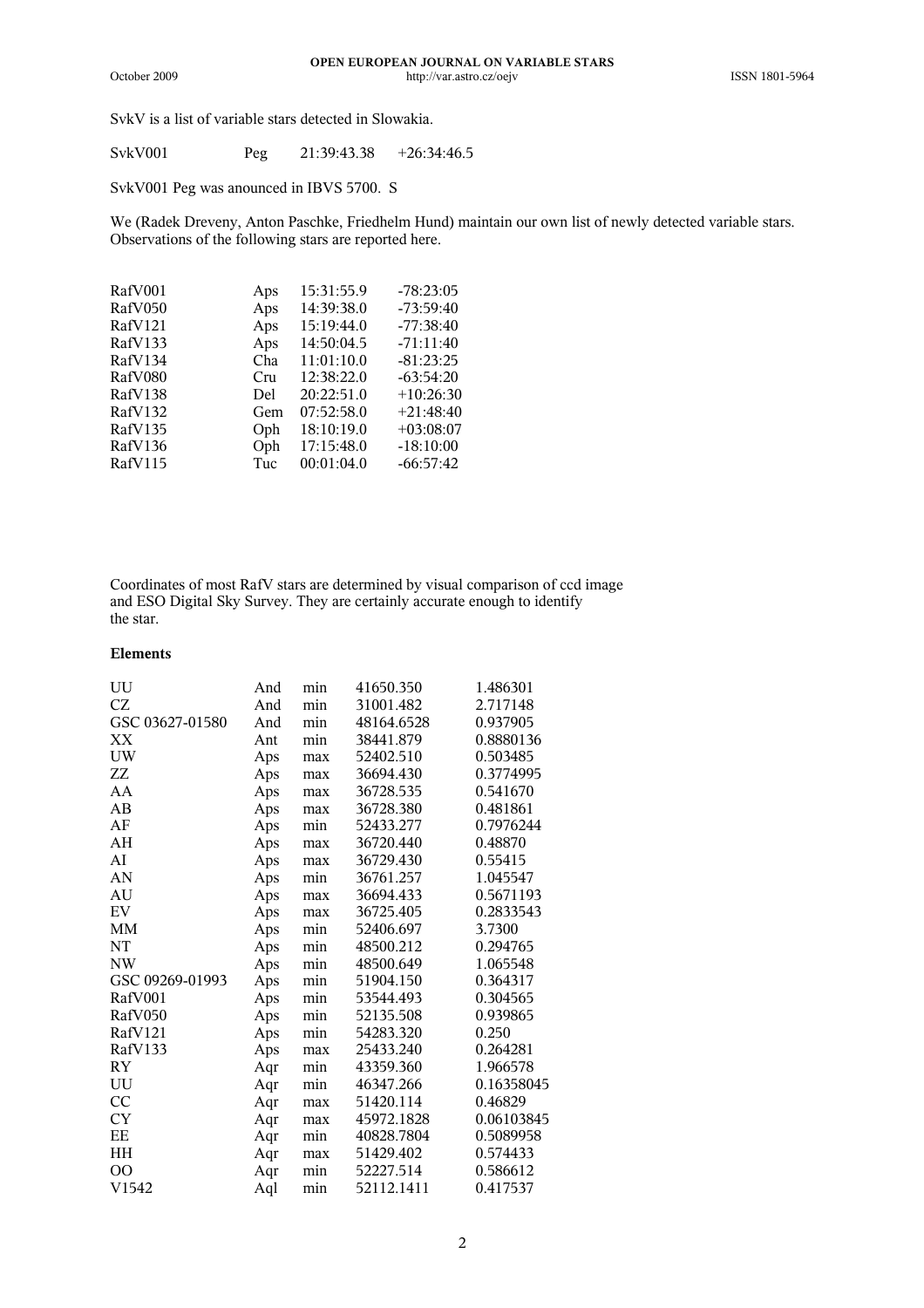SvkV is a list of variable stars detected in Slowakia.

| SvkV001 | Peg | 21:39:43.38 | +26:34:46.5 |
|---|---|---|---|

SvkV001 Peg was anounced in IBVS 5700. S

We (Radek Dreveny, Anton Paschke, Friedhelm Hund) maintain our own list of newly detected variable stars. Observations of the following stars are reported here.

| | | | |
|---|---|---|---|
| RafV001 | Aps | 15:31:55.9 | -78:23:05 |
| RafV050 | Aps | 14:39:38.0 | -73:59:40 |
| RafV121 | Aps | 15:19:44.0 | -77:38:40 |
| RafV133 | Aps | 14:50:04.5 | -71:11:40 |
| RafV134 | Cha | 11:01:10.0 | -81:23:25 |
| RafV080 | Cru | 12:38:22.0 | -63:54:20 |
| RafV138 | Del | 20:22:51.0 | +10:26:30 |
| RafV132 | Gem | 07:52:58.0 | +21:48:40 |
| RafV135 | Oph | 18:10:19.0 | +03:08:07 |
| RafV136 | Oph | 17:15:48.0 | -18:10:00 |
| RafV115 | Tuc | 00:01:04.0 | -66:57:42 |

Coordinates of most RafV stars are determined by visual comparison of ccd image and ESO Digital Sky Survey. They are certainly accurate enough to identify the star.

**Elements**

| | | | | |
|---|---|---|---|---|
| UU | And | min | 41650.350 | 1.486301 |
| CZ | And | min | 31001.482 | 2.717148 |
| GSC 03627-01580 | And | min | 48164.6528 | 0.937905 |
| XX | Ant | min | 38441.879 | 0.8880136 |
| UW | Aps | max | 52402.510 | 0.503485 |
| ZZ | Aps | max | 36694.430 | 0.3774995 |
| AA | Aps | max | 36728.535 | 0.541670 |
| AB | Aps | max | 36728.380 | 0.481861 |
| AF | Aps | min | 52433.277 | 0.7976244 |
| AH | Aps | max | 36720.440 | 0.48870 |
| AI | Aps | max | 36729.430 | 0.55415 |
| AN | Aps | min | 36761.257 | 1.045547 |
| AU | Aps | max | 36694.433 | 0.5671193 |
| EV | Aps | max | 36725.405 | 0.2833543 |
| MM | Aps | min | 52406.697 | 3.7300 |
| NT | Aps | min | 48500.212 | 0.294765 |
| NW | Aps | min | 48500.649 | 1.065548 |
| GSC 09269-01993 | Aps | min | 51904.150 | 0.364317 |
| RafV001 | Aps | min | 53544.493 | 0.304565 |
| RafV050 | Aps | min | 52135.508 | 0.939865 |
| RafV121 | Aps | min | 54283.320 | 0.250 |
| RafV133 | Aps | max | 25433.240 | 0.264281 |
| RY | Aqr | min | 43359.360 | 1.966578 |
| UU | Aqr | min | 46347.266 | 0.16358045 |
| CC | Aqr | max | 51420.114 | 0.46829 |
| CY | Aqr | max | 45972.1828 | 0.06103845 |
| EE | Aqr | min | 40828.7804 | 0.5089958 |
| HH | Aqr | max | 51429.402 | 0.574433 |
| OO | Aqr | min | 52227.514 | 0.586612 |
| V1542 | Aql | min | 52112.1411 | 0.417537 |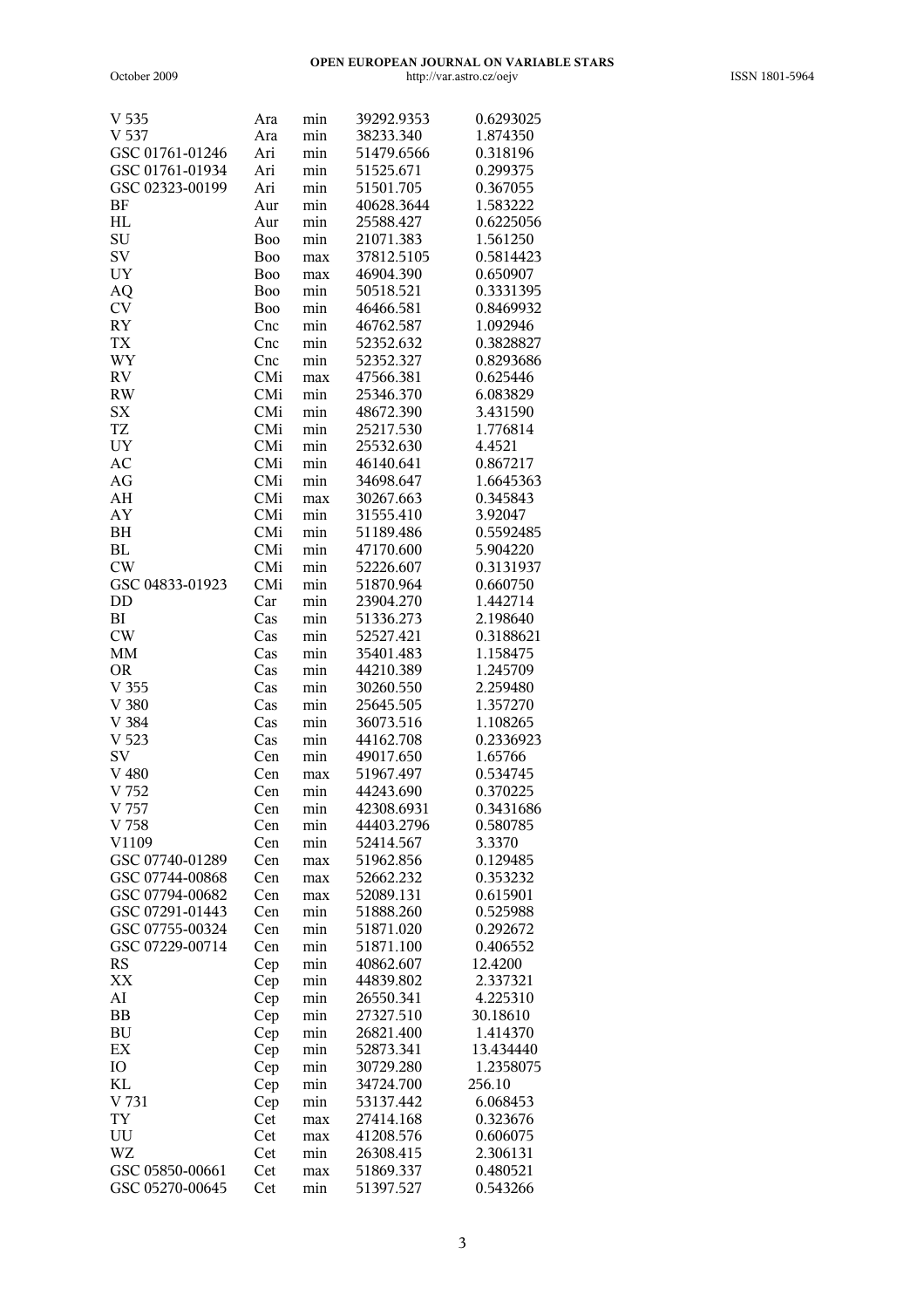| | | | | |
|---|---|---|---|---|
| V 535 | Ara | min | 39292.9353 | 0.6293025 |
| V 537 | Ara | min | 38233.340 | 1.874350 |
| GSC 01761-01246 | Ari | min | 51479.6566 | 0.318196 |
| GSC 01761-01934 | Ari | min | 51525.671 | 0.299375 |
| GSC 02323-00199 | Ari | min | 51501.705 | 0.367055 |
| BF | Aur | min | 40628.3644 | 1.583222 |
| HL | Aur | min | 25588.427 | 0.6225056 |
| SU | Boo | min | 21071.383 | 1.561250 |
| SV | Boo | max | 37812.5105 | 0.5814423 |
| UY | Boo | max | 46904.390 | 0.650907 |
| AQ | Boo | min | 50518.521 | 0.3331395 |
| CV | Boo | min | 46466.581 | 0.8469932 |
| RY | Cnc | min | 46762.587 | 1.092946 |
| TX | Cnc | min | 52352.632 | 0.3828827 |
| WY | Cnc | min | 52352.327 | 0.8293686 |
| RV | CMi | max | 47566.381 | 0.625446 |
| RW | CMi | min | 25346.370 | 6.083829 |
| SX | CMi | min | 48672.390 | 3.431590 |
| TZ | CMi | min | 25217.530 | 1.776814 |
| UY | CMi | min | 25532.630 | 4.4521 |
| AC | CMi | min | 46140.641 | 0.867217 |
| AG | CMi | min | 34698.647 | 1.6645363 |
| AH | CMi | max | 30267.663 | 0.345843 |
| AY | CMi | min | 31555.410 | 3.92047 |
| BH | CMi | min | 51189.486 | 0.5592485 |
| BL | CMi | min | 47170.600 | 5.904220 |
| CW | CMi | min | 52226.607 | 0.3131937 |
| GSC 04833-01923 | CMi | min | 51870.964 | 0.660750 |
| DD | Car | min | 23904.270 | 1.442714 |
| BI | Cas | min | 51336.273 | 2.198640 |
| CW | Cas | min | 52527.421 | 0.3188621 |
| MM | Cas | min | 35401.483 | 1.158475 |
| OR | Cas | min | 44210.389 | 1.245709 |
| V 355 | Cas | min | 30260.550 | 2.259480 |
| V 380 | Cas | min | 25645.505 | 1.357270 |
| V 384 | Cas | min | 36073.516 | 1.108265 |
| V 523 | Cas | min | 44162.708 | 0.2336923 |
| SV | Cen | min | 49017.650 | 1.65766 |
| V 480 | Cen | max | 51967.497 | 0.534745 |
| V 752 | Cen | min | 44243.690 | 0.370225 |
| V 757 | Cen | min | 42308.6931 | 0.3431686 |
| V 758 | Cen | min | 44403.2796 | 0.580785 |
| V1109 | Cen | min | 52414.567 | 3.3370 |
| GSC 07740-01289 | Cen | max | 51962.856 | 0.129485 |
| GSC 07744-00868 | Cen | max | 52662.232 | 0.353232 |
| GSC 07794-00682 | Cen | max | 52089.131 | 0.615901 |
| GSC 07291-01443 | Cen | min | 51888.260 | 0.525988 |
| GSC 07755-00324 | Cen | min | 51871.020 | 0.292672 |
| GSC 07229-00714 | Cen | min | 51871.100 | 0.406552 |
| RS | Cep | min | 40862.607 | 12.4200 |
| XX | Cep | min | 44839.802 | 2.337321 |
| AI | Cep | min | 26550.341 | 4.225310 |
| BB | Cep | min | 27327.510 | 30.18610 |
| BU | Cep | min | 26821.400 | 1.414370 |
| EX | Cep | min | 52873.341 | 13.434440 |
| IO | Cep | min | 30729.280 | 1.2358075 |
| KL | Cep | min | 34724.700 | 256.10 |
| V 731 | Cep | min | 53137.442 | 6.068453 |
| TY | Cet | max | 27414.168 | 0.323676 |
| UU | Cet | max | 41208.576 | 0.606075 |
| WZ | Cet | min | 26308.415 | 2.306131 |
| GSC 05850-00661 | Cet | max | 51869.337 | 0.480521 |
| GSC 05270-00645 | Cet | min | 51397.527 | 0.543266 |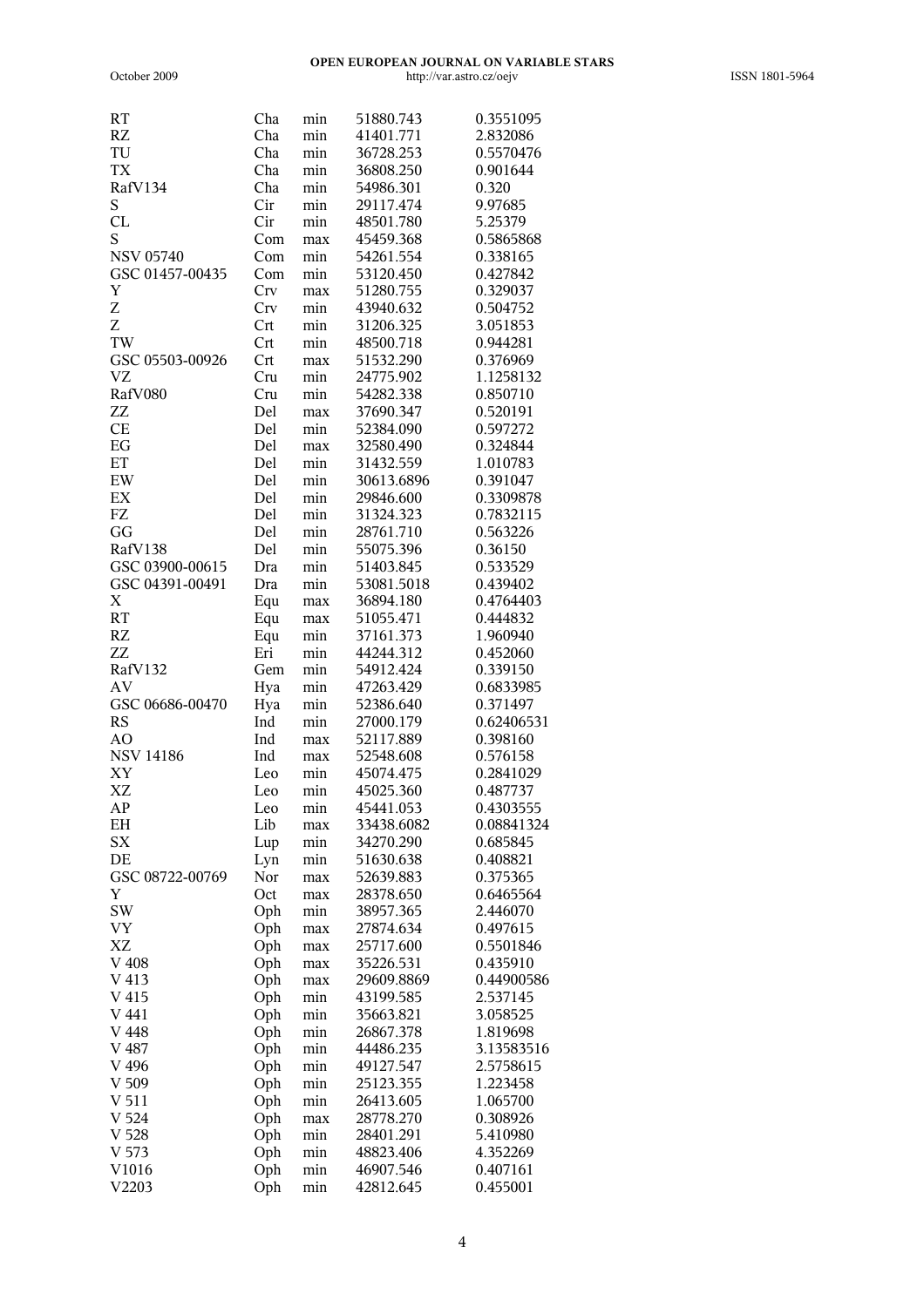| | | | | |
|---|---|---|---|---|
| RT | Cha | min | 51880.743 | 0.3551095 |
| RZ | Cha | min | 41401.771 | 2.832086 |
| TU | Cha | min | 36728.253 | 0.5570476 |
| TX | Cha | min | 36808.250 | 0.901644 |
| RafV134 | Cha | min | 54986.301 | 0.320 |
| S | Cir | min | 29117.474 | 9.97685 |
| CL | Cir | min | 48501.780 | 5.25379 |
| S | Com | max | 45459.368 | 0.5865868 |
| NSV 05740 | Com | min | 54261.554 | 0.338165 |
| GSC 01457-00435 | Com | min | 53120.450 | 0.427842 |
| Y | Crv | max | 51280.755 | 0.329037 |
| Z | Crv | min | 43940.632 | 0.504752 |
| Z | Crt | min | 31206.325 | 3.051853 |
| TW | Crt | min | 48500.718 | 0.944281 |
| GSC 05503-00926 | Crt | max | 51532.290 | 0.376969 |
| VZ | Cru | min | 24775.902 | 1.1258132 |
| RafV080 | Cru | min | 54282.338 | 0.850710 |
| ZZ | Del | max | 37690.347 | 0.520191 |
| CE | Del | min | 52384.090 | 0.597272 |
| EG | Del | max | 32580.490 | 0.324844 |
| ET | Del | min | 31432.559 | 1.010783 |
| EW | Del | min | 30613.6896 | 0.391047 |
| EX | Del | min | 29846.600 | 0.3309878 |
| FZ | Del | min | 31324.323 | 0.7832115 |
| GG | Del | min | 28761.710 | 0.563226 |
| RafV138 | Del | min | 55075.396 | 0.36150 |
| GSC 03900-00615 | Dra | min | 51403.845 | 0.533529 |
| GSC 04391-00491 | Dra | min | 53081.5018 | 0.439402 |
| X | Equ | max | 36894.180 | 0.4764403 |
| RT | Equ | max | 51055.471 | 0.444832 |
| RZ | Equ | min | 37161.373 | 1.960940 |
| ZZ | Eri | min | 44244.312 | 0.452060 |
| RafV132 | Gem | min | 54912.424 | 0.339150 |
| AV | Hya | min | 47263.429 | 0.6833985 |
| GSC 06686-00470 | Hya | min | 52386.640 | 0.371497 |
| RS | Ind | min | 27000.179 | 0.62406531 |
| AO | Ind | max | 52117.889 | 0.398160 |
| NSV 14186 | Ind | max | 52548.608 | 0.576158 |
| XY | Leo | min | 45074.475 | 0.2841029 |
| XZ | Leo | min | 45025.360 | 0.487737 |
| AP | Leo | min | 45441.053 | 0.4303555 |
| EH | Lib | max | 33438.6082 | 0.08841324 |
| SX | Lup | min | 34270.290 | 0.685845 |
| DE | Lyn | min | 51630.638 | 0.408821 |
| GSC 08722-00769 | Nor | max | 52639.883 | 0.375365 |
| Y | Oct | max | 28378.650 | 0.6465564 |
| SW | Oph | min | 38957.365 | 2.446070 |
| VY | Oph | max | 27874.634 | 0.497615 |
| XZ | Oph | max | 25717.600 | 0.5501846 |
| V 408 | Oph | max | 35226.531 | 0.435910 |
| V 413 | Oph | max | 29609.8869 | 0.44900586 |
| V 415 | Oph | min | 43199.585 | 2.537145 |
| V 441 | Oph | min | 35663.821 | 3.058525 |
| V 448 | Oph | min | 26867.378 | 1.819698 |
| V 487 | Oph | min | 44486.235 | 3.13583516 |
| V 496 | Oph | min | 49127.547 | 2.5758615 |
| V 509 | Oph | min | 25123.355 | 1.223458 |
| V 511 | Oph | min | 26413.605 | 1.065700 |
| V 524 | Oph | max | 28778.270 | 0.308926 |
| V 528 | Oph | min | 28401.291 | 5.410980 |
| V 573 | Oph | min | 48823.406 | 4.352269 |
| V1016 | Oph | min | 46907.546 | 0.407161 |
| V2203 | Oph | min | 42812.645 | 0.455001 |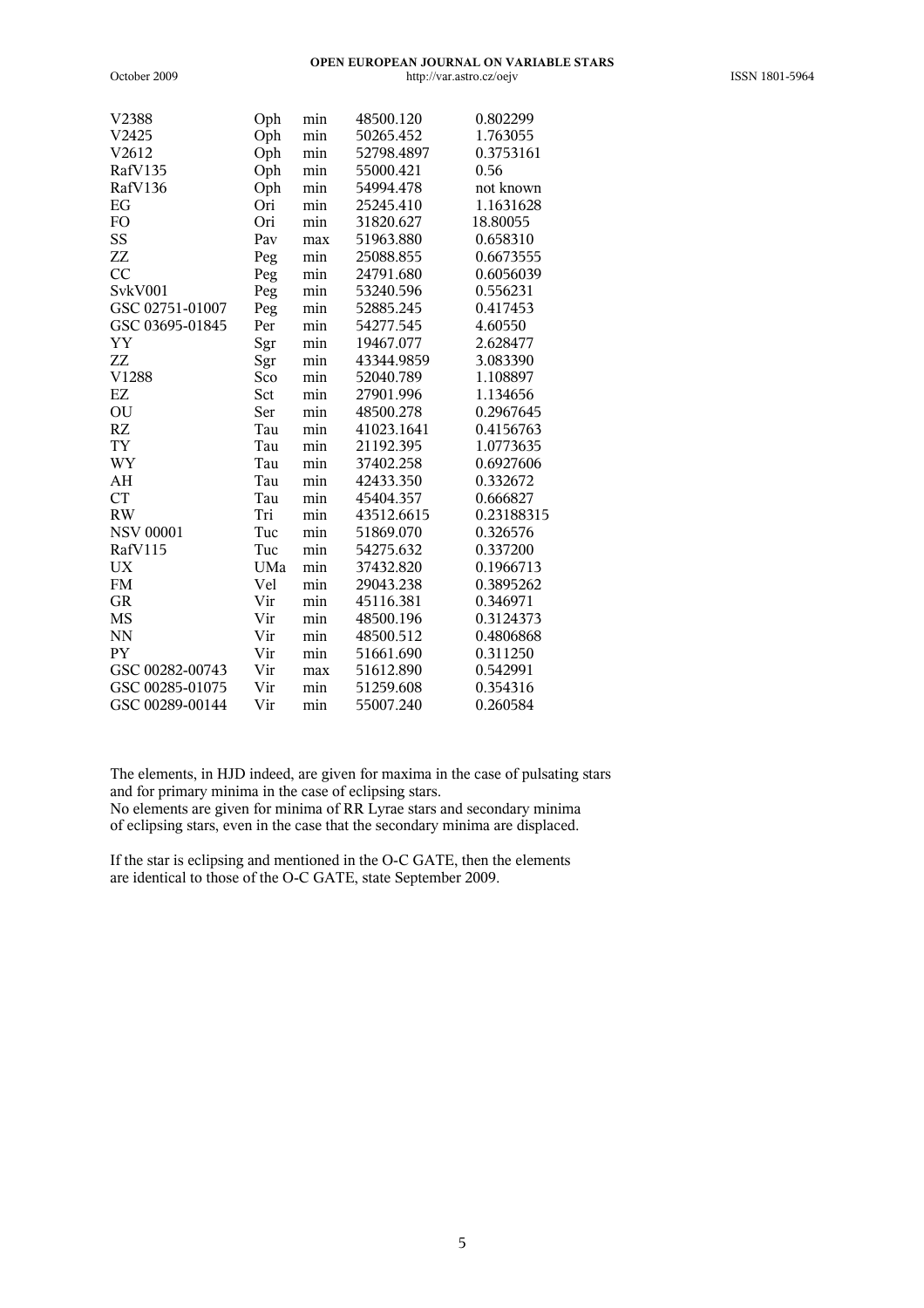| | | | | |
|---|---|---|---|---|
| V2388 | Oph | min | 48500.120 | 0.802299 |
| V2425 | Oph | min | 50265.452 | 1.763055 |
| V2612 | Oph | min | 52798.4897 | 0.3753161 |
| RafV135 | Oph | min | 55000.421 | 0.56 |
| RafV136 | Oph | min | 54994.478 | not known |
| EG | Ori | min | 25245.410 | 1.1631628 |
| FO | Ori | min | 31820.627 | 18.80055 |
| SS | Pav | max | 51963.880 | 0.658310 |
| ZZ | Peg | min | 25088.855 | 0.6673555 |
| CC | Peg | min | 24791.680 | 0.6056039 |
| SvkV001 | Peg | min | 53240.596 | 0.556231 |
| GSC 02751-01007 | Peg | min | 52885.245 | 0.417453 |
| GSC 03695-01845 | Per | min | 54277.545 | 4.60550 |
| YY | Sgr | min | 19467.077 | 2.628477 |
| ZZ | Sgr | min | 43344.9859 | 3.083390 |
| V1288 | Sco | min | 52040.789 | 1.108897 |
| EZ | Sct | min | 27901.996 | 1.134656 |
| OU | Ser | min | 48500.278 | 0.2967645 |
| RZ | Tau | min | 41023.1641 | 0.4156763 |
| TY | Tau | min | 21192.395 | 1.0773635 |
| WY | Tau | min | 37402.258 | 0.6927606 |
| AH | Tau | min | 42433.350 | 0.332672 |
| CT | Tau | min | 45404.357 | 0.666827 |
| RW | Tri | min | 43512.6615 | 0.23188315 |
| NSV 00001 | Tuc | min | 51869.070 | 0.326576 |
| RafV115 | Tuc | min | 54275.632 | 0.337200 |
| UX | UMa | min | 37432.820 | 0.1966713 |
| FM | Vel | min | 29043.238 | 0.3895262 |
| GR | Vir | min | 45116.381 | 0.346971 |
| MS | Vir | min | 48500.196 | 0.3124373 |
| NN | Vir | min | 48500.512 | 0.4806868 |
| PY | Vir | min | 51661.690 | 0.311250 |
| GSC 00282-00743 | Vir | max | 51612.890 | 0.542991 |
| GSC 00285-01075 | Vir | min | 51259.608 | 0.354316 |
| GSC 00289-00144 | Vir | min | 55007.240 | 0.260584 |

The elements, in HJD indeed, are given for maxima in the case of pulsating stars and for primary minima in the case of eclipsing stars.
No elements are given for minima of RR Lyrae stars and secondary minima of eclipsing stars, even in the case that the secondary minima are displaced.

If the star is eclipsing and mentioned in the O-C GATE, then the elements are identical to those of the O-C GATE, state September 2009.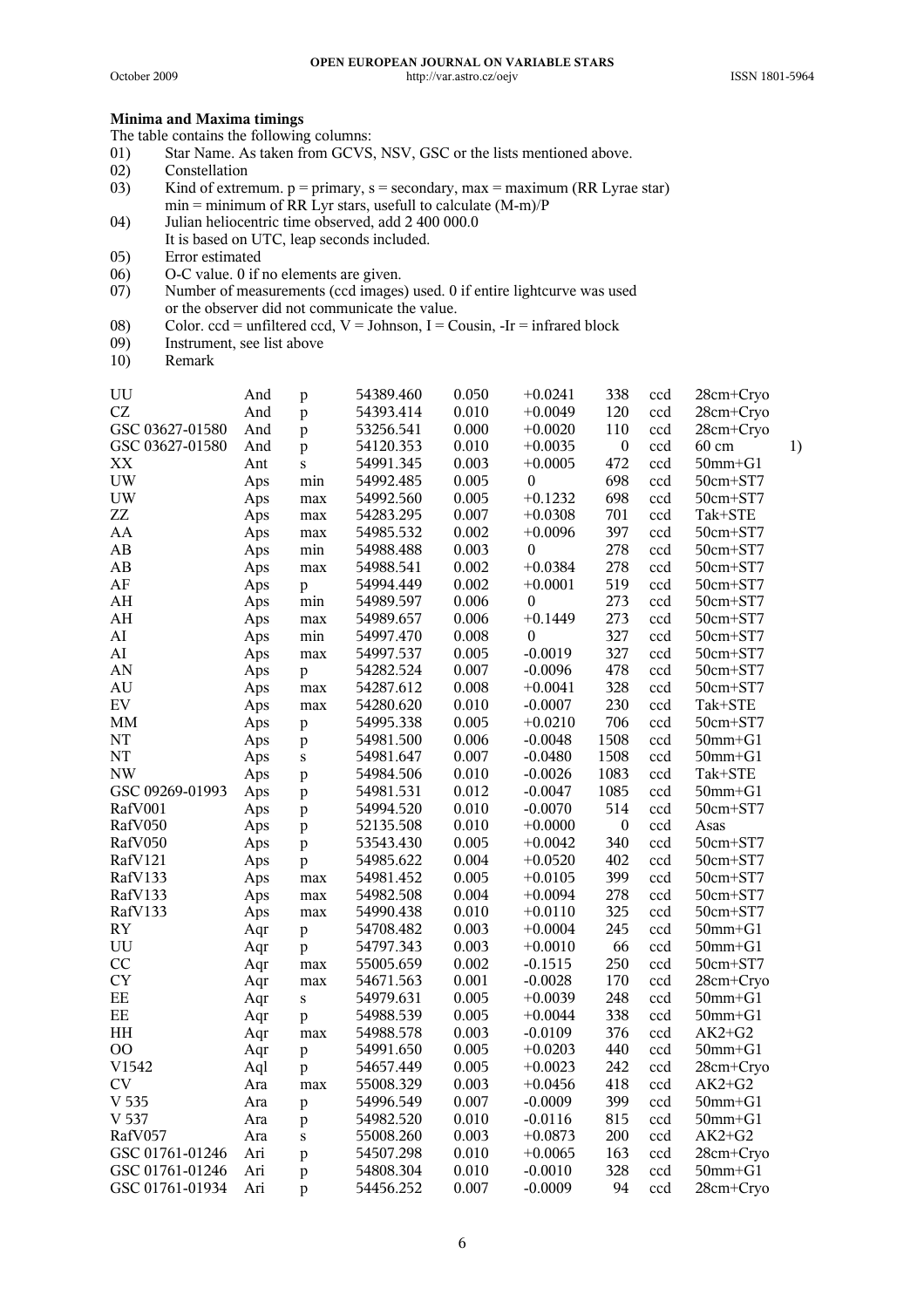## Minima and Maxima timings

The table contains the following columns:

01) Star Name. As taken from GCVS, NSV, GSC or the lists mentioned above.
02) Constellation
03) Kind of extremum. p = primary, s = secondary, max = maximum (RR Lyrae star) min = minimum of RR Lyr stars, usefull to calculate (M-m)/P
04) Julian heliocentric time observed, add 2 400 000.0 It is based on UTC, leap seconds included.
05) Error estimated
06) O-C value. 0 if no elements are given.
07) Number of measurements (ccd images) used. 0 if entire lightcurve was used or the observer did not communicate the value.
08) Color. ccd = unfiltered ccd, V = Johnson, I = Cousin, -Ir = infrared block
09) Instrument, see list above
10) Remark

| Star | Const. | Type | HJD | Error | O-C | N | Color | Instrument | Remark |
|---|---|---|---|---|---|---|---|---|---|
| UU | And | p | 54389.460 | 0.050 | +0.0241 | 338 | ccd | 28cm+Cryo | |
| CZ | And | p | 54393.414 | 0.010 | +0.0049 | 120 | ccd | 28cm+Cryo | |
| GSC 03627-01580 | And | p | 53256.541 | 0.000 | +0.0020 | 110 | ccd | 28cm+Cryo | |
| GSC 03627-01580 | And | p | 54120.353 | 0.010 | +0.0035 | 0 | ccd | 60 cm | 1) |
| XX | Ant | s | 54991.345 | 0.003 | +0.0005 | 472 | ccd | 50mm+G1 | |
| UW | Aps | min | 54992.485 | 0.005 | 0 | 698 | ccd | 50cm+ST7 | |
| UW | Aps | max | 54992.560 | 0.005 | +0.1232 | 698 | ccd | 50cm+ST7 | |
| ZZ | Aps | max | 54283.295 | 0.007 | +0.0308 | 701 | ccd | Tak+STE | |
| AA | Aps | max | 54985.532 | 0.002 | +0.0096 | 397 | ccd | 50cm+ST7 | |
| AB | Aps | min | 54988.488 | 0.003 | 0 | 278 | ccd | 50cm+ST7 | |
| AB | Aps | max | 54988.541 | 0.002 | +0.0384 | 278 | ccd | 50cm+ST7 | |
| AF | Aps | p | 54994.449 | 0.002 | +0.0001 | 519 | ccd | 50cm+ST7 | |
| AH | Aps | min | 54989.597 | 0.006 | 0 | 273 | ccd | 50cm+ST7 | |
| AH | Aps | max | 54989.657 | 0.006 | +0.1449 | 273 | ccd | 50cm+ST7 | |
| AI | Aps | min | 54997.470 | 0.008 | 0 | 327 | ccd | 50cm+ST7 | |
| AI | Aps | max | 54997.537 | 0.005 | -0.0019 | 327 | ccd | 50cm+ST7 | |
| AN | Aps | p | 54282.524 | 0.007 | -0.0096 | 478 | ccd | 50cm+ST7 | |
| AU | Aps | max | 54287.612 | 0.008 | +0.0041 | 328 | ccd | 50cm+ST7 | |
| EV | Aps | max | 54280.620 | 0.010 | -0.0007 | 230 | ccd | Tak+STE | |
| MM | Aps | p | 54995.338 | 0.005 | +0.0210 | 706 | ccd | 50cm+ST7 | |
| NT | Aps | p | 54981.500 | 0.006 | -0.0048 | 1508 | ccd | 50mm+G1 | |
| NT | Aps | s | 54981.647 | 0.007 | -0.0480 | 1508 | ccd | 50mm+G1 | |
| NW | Aps | p | 54984.506 | 0.010 | -0.0026 | 1083 | ccd | Tak+STE | |
| GSC 09269-01993 | Aps | p | 54981.531 | 0.012 | -0.0047 | 1085 | ccd | 50mm+G1 | |
| RafV001 | Aps | p | 54994.520 | 0.010 | -0.0070 | 514 | ccd | 50cm+ST7 | |
| RafV050 | Aps | p | 52135.508 | 0.010 | +0.0000 | 0 | ccd | Asas | |
| RafV050 | Aps | p | 53543.430 | 0.005 | +0.0042 | 340 | ccd | 50cm+ST7 | |
| RafV121 | Aps | p | 54985.622 | 0.004 | +0.0520 | 402 | ccd | 50cm+ST7 | |
| RafV133 | Aps | max | 54981.452 | 0.005 | +0.0105 | 399 | ccd | 50cm+ST7 | |
| RafV133 | Aps | max | 54982.508 | 0.004 | +0.0094 | 278 | ccd | 50cm+ST7 | |
| RafV133 | Aps | max | 54990.438 | 0.010 | +0.0110 | 325 | ccd | 50cm+ST7 | |
| RY | Aqr | p | 54708.482 | 0.003 | +0.0004 | 245 | ccd | 50mm+G1 | |
| UU | Aqr | p | 54797.343 | 0.003 | +0.0010 | 66 | ccd | 50mm+G1 | |
| CC | Aqr | max | 55005.659 | 0.002 | -0.1515 | 250 | ccd | 50cm+ST7 | |
| CY | Aqr | max | 54671.563 | 0.001 | -0.0028 | 170 | ccd | 28cm+Cryo | |
| EE | Aqr | s | 54979.631 | 0.005 | +0.0039 | 248 | ccd | 50mm+G1 | |
| EE | Aqr | p | 54988.539 | 0.005 | +0.0044 | 338 | ccd | 50mm+G1 | |
| HH | Aqr | max | 54988.578 | 0.003 | -0.0109 | 376 | ccd | AK2+G2 | |
| OO | Aqr | p | 54991.650 | 0.005 | +0.0203 | 440 | ccd | 50mm+G1 | |
| V1542 | Aql | p | 54657.449 | 0.005 | +0.0023 | 242 | ccd | 28cm+Cryo | |
| CV | Ara | max | 55008.329 | 0.003 | +0.0456 | 418 | ccd | AK2+G2 | |
| V 535 | Ara | p | 54996.549 | 0.007 | -0.0009 | 399 | ccd | 50mm+G1 | |
| V 537 | Ara | p | 54982.520 | 0.010 | -0.0116 | 815 | ccd | 50mm+G1 | |
| RafV057 | Ara | s | 55008.260 | 0.003 | +0.0873 | 200 | ccd | AK2+G2 | |
| GSC 01761-01246 | Ari | p | 54507.298 | 0.010 | +0.0065 | 163 | ccd | 28cm+Cryo | |
| GSC 01761-01246 | Ari | p | 54808.304 | 0.010 | -0.0010 | 328 | ccd | 50mm+G1 | |
| GSC 01761-01934 | Ari | p | 54456.252 | 0.007 | -0.0009 | 94 | ccd | 28cm+Cryo | |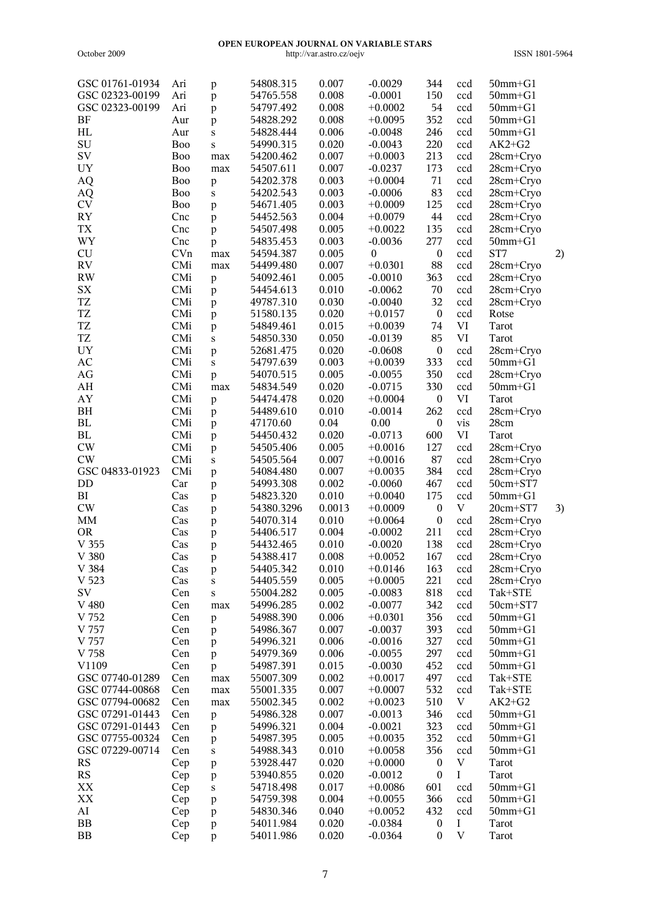| | | | | | | | | | |
|---|---|---|---|---|---|---|---|---|---|
| GSC 01761-01934 | Ari | p | 54808.315 | 0.007 | -0.0029 | 344 | ccd | 50mm+G1 | |
| GSC 02323-00199 | Ari | p | 54765.558 | 0.008 | -0.0001 | 150 | ccd | 50mm+G1 | |
| GSC 02323-00199 | Ari | p | 54797.492 | 0.008 | +0.0002 | 54 | ccd | 50mm+G1 | |
| BF | Aur | p | 54828.292 | 0.008 | +0.0095 | 352 | ccd | 50mm+G1 | |
| HL | Aur | s | 54828.444 | 0.006 | -0.0048 | 246 | ccd | 50mm+G1 | |
| SU | Boo | s | 54990.315 | 0.020 | -0.0043 | 220 | ccd | AK2+G2 | |
| SV | Boo | max | 54200.462 | 0.007 | +0.0003 | 213 | ccd | 28cm+Cryo | |
| UY | Boo | max | 54507.611 | 0.007 | -0.0237 | 173 | ccd | 28cm+Cryo | |
| AQ | Boo | p | 54202.378 | 0.003 | +0.0004 | 71 | ccd | 28cm+Cryo | |
| AQ | Boo | s | 54202.543 | 0.003 | -0.0006 | 83 | ccd | 28cm+Cryo | |
| CV | Boo | p | 54671.405 | 0.003 | +0.0009 | 125 | ccd | 28cm+Cryo | |
| RY | Cnc | p | 54452.563 | 0.004 | +0.0079 | 44 | ccd | 28cm+Cryo | |
| TX | Cnc | p | 54507.498 | 0.005 | +0.0022 | 135 | ccd | 28cm+Cryo | |
| WY | Cnc | p | 54835.453 | 0.003 | -0.0036 | 277 | ccd | 50mm+G1 | |
| CU | CVn | max | 54594.387 | 0.005 | 0 | 0 | ccd | ST7 | 2) |
| RV | CMi | max | 54499.480 | 0.007 | +0.0301 | 88 | ccd | 28cm+Cryo | |
| RW | CMi | p | 54092.461 | 0.005 | -0.0010 | 363 | ccd | 28cm+Cryo | |
| SX | CMi | p | 54454.613 | 0.010 | -0.0062 | 70 | ccd | 28cm+Cryo | |
| TZ | CMi | p | 49787.310 | 0.030 | -0.0040 | 32 | ccd | 28cm+Cryo | |
| TZ | CMi | p | 51580.135 | 0.020 | +0.0157 | 0 | ccd | Rotse | |
| TZ | CMi | p | 54849.461 | 0.015 | +0.0039 | 74 | VI | Tarot | |
| TZ | CMi | s | 54850.330 | 0.050 | -0.0139 | 85 | VI | Tarot | |
| UY | CMi | p | 52681.475 | 0.020 | -0.0608 | 0 | ccd | 28cm+Cryo | |
| AC | CMi | s | 54797.639 | 0.003 | +0.0039 | 333 | ccd | 50mm+G1 | |
| AG | CMi | p | 54070.515 | 0.005 | -0.0055 | 350 | ccd | 28cm+Cryo | |
| AH | CMi | max | 54834.549 | 0.020 | -0.0715 | 330 | ccd | 50mm+G1 | |
| AY | CMi | p | 54474.478 | 0.020 | +0.0004 | 0 | VI | Tarot | |
| BH | CMi | p | 54489.610 | 0.010 | -0.0014 | 262 | ccd | 28cm+Cryo | |
| BL | CMi | p | 47170.60 | 0.04 | 0.00 | 0 | vis | 28cm | |
| BL | CMi | p | 54450.432 | 0.020 | -0.0713 | 600 | VI | Tarot | |
| CW | CMi | p | 54505.406 | 0.005 | +0.0016 | 127 | ccd | 28cm+Cryo | |
| CW | CMi | s | 54505.564 | 0.007 | +0.0016 | 87 | ccd | 28cm+Cryo | |
| GSC 04833-01923 | CMi | p | 54084.480 | 0.007 | +0.0035 | 384 | ccd | 28cm+Cryo | |
| DD | Car | p | 54993.308 | 0.002 | -0.0060 | 467 | ccd | 50cm+ST7 | |
| BI | Cas | p | 54823.320 | 0.010 | +0.0040 | 175 | ccd | 50mm+G1 | |
| CW | Cas | p | 54380.3296 | 0.0013 | +0.0009 | 0 | V | 20cm+ST7 | 3) |
| MM | Cas | p | 54070.314 | 0.010 | +0.0064 | 0 | ccd | 28cm+Cryo | |
| OR | Cas | p | 54406.517 | 0.004 | -0.0002 | 211 | ccd | 28cm+Cryo | |
| V 355 | Cas | p | 54432.465 | 0.010 | -0.0020 | 138 | ccd | 28cm+Cryo | |
| V 380 | Cas | p | 54388.417 | 0.008 | +0.0052 | 167 | ccd | 28cm+Cryo | |
| V 384 | Cas | p | 54405.342 | 0.010 | +0.0146 | 163 | ccd | 28cm+Cryo | |
| V 523 | Cas | s | 54405.559 | 0.005 | +0.0005 | 221 | ccd | 28cm+Cryo | |
| SV | Cen | s | 55004.282 | 0.005 | -0.0083 | 818 | ccd | Tak+STE | |
| V 480 | Cen | max | 54996.285 | 0.002 | -0.0077 | 342 | ccd | 50cm+ST7 | |
| V 752 | Cen | p | 54988.390 | 0.006 | +0.0301 | 356 | ccd | 50mm+G1 | |
| V 757 | Cen | p | 54986.367 | 0.007 | -0.0037 | 393 | ccd | 50mm+G1 | |
| V 757 | Cen | p | 54996.321 | 0.006 | -0.0016 | 327 | ccd | 50mm+G1 | |
| V 758 | Cen | p | 54979.369 | 0.006 | -0.0055 | 297 | ccd | 50mm+G1 | |
| V1109 | Cen | p | 54987.391 | 0.015 | -0.0030 | 452 | ccd | 50mm+G1 | |
| GSC 07740-01289 | Cen | max | 55007.309 | 0.002 | +0.0017 | 497 | ccd | Tak+STE | |
| GSC 07744-00868 | Cen | max | 55001.335 | 0.007 | +0.0007 | 532 | ccd | Tak+STE | |
| GSC 07794-00682 | Cen | max | 55002.345 | 0.002 | +0.0023 | 510 | V | AK2+G2 | |
| GSC 07291-01443 | Cen | p | 54986.328 | 0.007 | -0.0013 | 346 | ccd | 50mm+G1 | |
| GSC 07291-01443 | Cen | p | 54996.321 | 0.004 | -0.0021 | 323 | ccd | 50mm+G1 | |
| GSC 07755-00324 | Cen | p | 54987.395 | 0.005 | +0.0035 | 352 | ccd | 50mm+G1 | |
| GSC 07229-00714 | Cen | s | 54988.343 | 0.010 | +0.0058 | 356 | ccd | 50mm+G1 | |
| RS | Cep | p | 53928.447 | 0.020 | +0.0000 | 0 | V | Tarot | |
| RS | Cep | p | 53940.855 | 0.020 | -0.0012 | 0 | I | Tarot | |
| XX | Cep | s | 54718.498 | 0.017 | +0.0086 | 601 | ccd | 50mm+G1 | |
| XX | Cep | p | 54759.398 | 0.004 | +0.0055 | 366 | ccd | 50mm+G1 | |
| AI | Cep | p | 54830.346 | 0.040 | +0.0052 | 432 | ccd | 50mm+G1 | |
| BB | Cep | p | 54011.984 | 0.020 | -0.0384 | 0 | I | Tarot | |
| BB | Cep | p | 54011.986 | 0.020 | -0.0364 | 0 | V | Tarot | |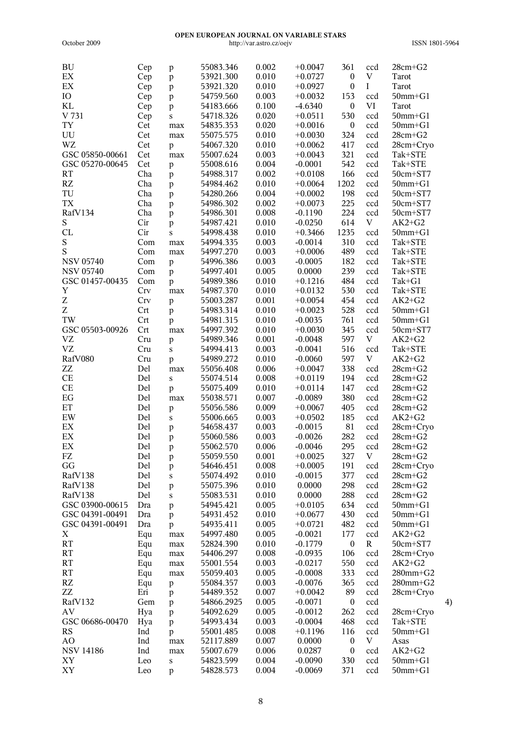| | | | | | | | | | |
|---|---|---|---|---|---|---|---|---|---|
| BU | Cep | p | 55083.346 | 0.002 | +0.0047 | 361 | ccd | 28cm+G2 | |
| EX | Cep | p | 53921.300 | 0.010 | +0.0727 | 0 | V | Tarot | |
| EX | Cep | p | 53921.320 | 0.010 | +0.0927 | 0 | I | Tarot | |
| IO | Cep | p | 54759.560 | 0.003 | +0.0032 | 153 | ccd | 50mm+G1 | |
| KL | Cep | p | 54183.666 | 0.100 | -4.6340 | 0 | VI | Tarot | |
| V 731 | Cep | s | 54718.326 | 0.020 | +0.0511 | 530 | ccd | 50mm+G1 | |
| TY | Cet | max | 54835.353 | 0.020 | +0.0016 | 0 | ccd | 50mm+G1 | |
| UU | Cet | max | 55075.575 | 0.010 | +0.0030 | 324 | ccd | 28cm+G2 | |
| WZ | Cet | p | 54067.320 | 0.010 | +0.0062 | 417 | ccd | 28cm+Cryo | |
| GSC 05850-00661 | Cet | max | 55007.624 | 0.003 | +0.0043 | 321 | ccd | Tak+STE | |
| GSC 05270-00645 | Cet | p | 55008.616 | 0.004 | -0.0001 | 542 | ccd | Tak+STE | |
| RT | Cha | p | 54988.317 | 0.002 | +0.0108 | 166 | ccd | 50cm+ST7 | |
| RZ | Cha | p | 54984.462 | 0.010 | +0.0064 | 1202 | ccd | 50mm+G1 | |
| TU | Cha | p | 54280.266 | 0.004 | +0.0002 | 198 | ccd | 50cm+ST7 | |
| TX | Cha | p | 54986.302 | 0.002 | +0.0073 | 225 | ccd | 50cm+ST7 | |
| RafV134 | Cha | p | 54986.301 | 0.008 | -0.1190 | 224 | ccd | 50cm+ST7 | |
| S | Cir | p | 54987.421 | 0.010 | -0.0250 | 614 | V | AK2+G2 | |
| CL | Cir | s | 54998.438 | 0.010 | +0.3466 | 1235 | ccd | 50mm+G1 | |
| S | Com | max | 54994.335 | 0.003 | -0.0014 | 310 | ccd | Tak+STE | |
| S | Com | max | 54997.270 | 0.003 | +0.0006 | 489 | ccd | Tak+STE | |
| NSV 05740 | Com | p | 54996.386 | 0.003 | -0.0005 | 182 | ccd | Tak+STE | |
| NSV 05740 | Com | p | 54997.401 | 0.005 | 0.0000 | 239 | ccd | Tak+STE | |
| GSC 01457-00435 | Com | p | 54989.386 | 0.010 | +0.1216 | 484 | ccd | Tak+G1 | |
| Y | Crv | max | 54987.370 | 0.010 | +0.0132 | 530 | ccd | Tak+STE | |
| Z | Crv | p | 55003.287 | 0.001 | +0.0054 | 454 | ccd | AK2+G2 | |
| Z | Crt | p | 54983.314 | 0.010 | +0.0023 | 528 | ccd | 50mm+G1 | |
| TW | Crt | p | 54981.315 | 0.010 | -0.0035 | 761 | ccd | 50mm+G1 | |
| GSC 05503-00926 | Crt | max | 54997.392 | 0.010 | +0.0030 | 345 | ccd | 50cm+ST7 | |
| VZ | Cru | p | 54989.346 | 0.001 | -0.0048 | 597 | V | AK2+G2 | |
| VZ | Cru | s | 54994.413 | 0.003 | -0.0041 | 516 | ccd | Tak+STE | |
| RafV080 | Cru | p | 54989.272 | 0.010 | -0.0060 | 597 | V | AK2+G2 | |
| ZZ | Del | max | 55056.408 | 0.006 | +0.0047 | 338 | ccd | 28cm+G2 | |
| CE | Del | s | 55074.514 | 0.008 | +0.0119 | 194 | ccd | 28cm+G2 | |
| CE | Del | p | 55075.409 | 0.010 | +0.0114 | 147 | ccd | 28cm+G2 | |
| EG | Del | max | 55038.571 | 0.007 | -0.0089 | 380 | ccd | 28cm+G2 | |
| ET | Del | p | 55056.586 | 0.009 | +0.0067 | 405 | ccd | 28cm+G2 | |
| EW | Del | s | 55006.665 | 0.003 | +0.0502 | 185 | ccd | AK2+G2 | |
| EX | Del | p | 54658.437 | 0.003 | -0.0015 | 81 | ccd | 28cm+Cryo | |
| EX | Del | p | 55060.586 | 0.003 | -0.0026 | 282 | ccd | 28cm+G2 | |
| EX | Del | p | 55062.570 | 0.006 | -0.0046 | 295 | ccd | 28cm+G2 | |
| FZ | Del | p | 55059.550 | 0.001 | +0.0025 | 327 | V | 28cm+G2 | |
| GG | Del | p | 54646.451 | 0.008 | +0.0005 | 191 | ccd | 28cm+Cryo | |
| RafV138 | Del | s | 55074.492 | 0.010 | -0.0015 | 377 | ccd | 28cm+G2 | |
| RafV138 | Del | p | 55075.396 | 0.010 | 0.0000 | 298 | ccd | 28cm+G2 | |
| RafV138 | Del | s | 55083.531 | 0.010 | 0.0000 | 288 | ccd | 28cm+G2 | |
| GSC 03900-00615 | Dra | p | 54945.421 | 0.005 | +0.0105 | 634 | ccd | 50mm+G1 | |
| GSC 04391-00491 | Dra | p | 54931.452 | 0.010 | +0.0677 | 430 | ccd | 50mm+G1 | |
| GSC 04391-00491 | Dra | p | 54935.411 | 0.005 | +0.0721 | 482 | ccd | 50mm+G1 | |
| X | Equ | max | 54997.480 | 0.005 | -0.0021 | 177 | ccd | AK2+G2 | |
| RT | Equ | max | 52824.390 | 0.010 | -0.1779 | 0 | R | 50cm+ST7 | |
| RT | Equ | max | 54406.297 | 0.008 | -0.0935 | 106 | ccd | 28cm+Cryo | |
| RT | Equ | max | 55001.554 | 0.003 | -0.0217 | 550 | ccd | AK2+G2 | |
| RT | Equ | max | 55059.403 | 0.005 | -0.0008 | 333 | ccd | 280mm+G2 | |
| RZ | Equ | p | 55084.357 | 0.003 | -0.0076 | 365 | ccd | 280mm+G2 | |
| ZZ | Eri | p | 54489.352 | 0.007 | +0.0042 | 89 | ccd | 28cm+Cryo | |
| RafV132 | Gem | p | 54866.2925 | 0.005 | -0.0071 | 0 | ccd | | 4) |
| AV | Hya | p | 54092.629 | 0.005 | -0.0012 | 262 | ccd | 28cm+Cryo | |
| GSC 06686-00470 | Hya | p | 54993.434 | 0.003 | -0.0004 | 468 | ccd | Tak+STE | |
| RS | Ind | p | 55001.485 | 0.008 | +0.1196 | 116 | ccd | 50mm+G1 | |
| AO | Ind | max | 52117.889 | 0.007 | 0.0000 | 0 | V | Asas | |
| NSV 14186 | Ind | max | 55007.679 | 0.006 | 0.0287 | 0 | ccd | AK2+G2 | |
| XY | Leo | s | 54823.599 | 0.004 | -0.0090 | 330 | ccd | 50mm+G1 | |
| XY | Leo | p | 54828.573 | 0.004 | -0.0069 | 371 | ccd | 50mm+G1 | |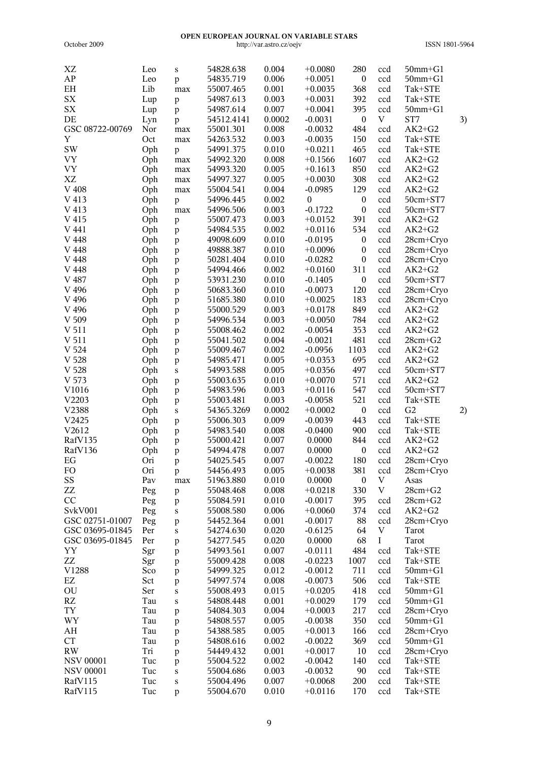| | | | | | | | | | |
|---|---|---|---|---|---|---|---|---|---|
| XZ | Leo | s | 54828.638 | 0.004 | +0.0080 | 280 | ccd | 50mm+G1 | |
| AP | Leo | p | 54835.719 | 0.006 | +0.0051 | 0 | ccd | 50mm+G1 | |
| EH | Lib | max | 55007.465 | 0.001 | +0.0035 | 368 | ccd | Tak+STE | |
| SX | Lup | p | 54987.613 | 0.003 | +0.0031 | 392 | ccd | Tak+STE | |
| SX | Lup | p | 54987.614 | 0.007 | +0.0041 | 395 | ccd | 50mm+G1 | |
| DE | Lyn | p | 54512.4141 | 0.0002 | -0.0031 | 0 | V | ST7 | 3) |
| GSC 08722-00769 | Nor | max | 55001.301 | 0.008 | -0.0032 | 484 | ccd | AK2+G2 | |
| Y | Oct | max | 54263.532 | 0.003 | -0.0035 | 150 | ccd | Tak+STE | |
| SW | Oph | p | 54991.375 | 0.010 | +0.0211 | 465 | ccd | Tak+STE | |
| VY | Oph | max | 54992.320 | 0.008 | +0.1566 | 1607 | ccd | AK2+G2 | |
| VY | Oph | max | 54993.320 | 0.005 | +0.1613 | 850 | ccd | AK2+G2 | |
| XZ | Oph | max | 54997.327 | 0.005 | +0.0030 | 308 | ccd | AK2+G2 | |
| V 408 | Oph | max | 55004.541 | 0.004 | -0.0985 | 129 | ccd | AK2+G2 | |
| V 413 | Oph | p | 54996.445 | 0.002 | 0 | 0 | ccd | 50cm+ST7 | |
| V 413 | Oph | max | 54996.506 | 0.003 | -0.1722 | 0 | ccd | 50cm+ST7 | |
| V 415 | Oph | p | 55007.473 | 0.003 | +0.0152 | 391 | ccd | AK2+G2 | |
| V 441 | Oph | p | 54984.535 | 0.002 | +0.0116 | 534 | ccd | AK2+G2 | |
| V 448 | Oph | p | 49098.609 | 0.010 | -0.0195 | 0 | ccd | 28cm+Cryo | |
| V 448 | Oph | p | 49888.387 | 0.010 | +0.0096 | 0 | ccd | 28cm+Cryo | |
| V 448 | Oph | p | 50281.404 | 0.010 | -0.0282 | 0 | ccd | 28cm+Cryo | |
| V 448 | Oph | p | 54994.466 | 0.002 | +0.0160 | 311 | ccd | AK2+G2 | |
| V 487 | Oph | p | 53931.230 | 0.010 | -0.1405 | 0 | ccd | 50cm+ST7 | |
| V 496 | Oph | p | 50683.360 | 0.010 | -0.0073 | 120 | ccd | 28cm+Cryo | |
| V 496 | Oph | p | 51685.380 | 0.010 | +0.0025 | 183 | ccd | 28cm+Cryo | |
| V 496 | Oph | p | 55000.529 | 0.003 | +0.0178 | 849 | ccd | AK2+G2 | |
| V 509 | Oph | p | 54996.534 | 0.003 | +0.0050 | 784 | ccd | AK2+G2 | |
| V 511 | Oph | p | 55008.462 | 0.002 | -0.0054 | 353 | ccd | AK2+G2 | |
| V 511 | Oph | p | 55041.502 | 0.004 | -0.0021 | 481 | ccd | 28cm+G2 | |
| V 524 | Oph | p | 55009.467 | 0.002 | -0.0956 | 1103 | ccd | AK2+G2 | |
| V 528 | Oph | p | 54985.471 | 0.005 | +0.0353 | 695 | ccd | AK2+G2 | |
| V 528 | Oph | s | 54993.588 | 0.005 | +0.0356 | 497 | ccd | 50cm+ST7 | |
| V 573 | Oph | p | 55003.635 | 0.010 | +0.0070 | 571 | ccd | AK2+G2 | |
| V1016 | Oph | p | 54983.596 | 0.003 | +0.0116 | 547 | ccd | 50cm+ST7 | |
| V2203 | Oph | p | 55003.481 | 0.003 | -0.0058 | 521 | ccd | Tak+STE | |
| V2388 | Oph | s | 54365.3269 | 0.0002 | +0.0002 | 0 | ccd | G2 | 2) |
| V2425 | Oph | p | 55006.303 | 0.009 | -0.0039 | 443 | ccd | Tak+STE | |
| V2612 | Oph | p | 54983.540 | 0.008 | -0.0400 | 900 | ccd | Tak+STE | |
| RafV135 | Oph | p | 55000.421 | 0.007 | 0.0000 | 844 | ccd | AK2+G2 | |
| RafV136 | Oph | p | 54994.478 | 0.007 | 0.0000 | 0 | ccd | AK2+G2 | |
| EG | Ori | p | 54025.545 | 0.007 | -0.0022 | 180 | ccd | 28cm+Cryo | |
| FO | Ori | p | 54456.493 | 0.005 | +0.0038 | 381 | ccd | 28cm+Cryo | |
| SS | Pav | max | 51963.880 | 0.010 | 0.0000 | 0 | V | Asas | |
| ZZ | Peg | p | 55048.468 | 0.008 | +0.0218 | 330 | V | 28cm+G2 | |
| CC | Peg | p | 55084.591 | 0.010 | -0.0017 | 395 | ccd | 28cm+G2 | |
| SvkV001 | Peg | s | 55008.580 | 0.006 | +0.0060 | 374 | ccd | AK2+G2 | |
| GSC 02751-01007 | Peg | p | 54452.364 | 0.001 | -0.0017 | 88 | ccd | 28cm+Cryo | |
| GSC 03695-01845 | Per | s | 54274.630 | 0.020 | -0.6125 | 64 | V | Tarot | |
| GSC 03695-01845 | Per | p | 54277.545 | 0.020 | 0.0000 | 68 | I | Tarot | |
| YY | Sgr | p | 54993.561 | 0.007 | -0.0111 | 484 | ccd | Tak+STE | |
| ZZ | Sgr | p | 55009.428 | 0.008 | -0.0223 | 1007 | ccd | Tak+STE | |
| V1288 | Sco | p | 54999.325 | 0.012 | -0.0012 | 711 | ccd | 50mm+G1 | |
| EZ | Sct | p | 54997.574 | 0.008 | -0.0073 | 506 | ccd | Tak+STE | |
| OU | Ser | s | 55008.493 | 0.015 | +0.0205 | 418 | ccd | 50mm+G1 | |
| RZ | Tau | s | 54808.448 | 0.001 | +0.0029 | 179 | ccd | 50mm+G1 | |
| TY | Tau | p | 54084.303 | 0.004 | +0.0003 | 217 | ccd | 28cm+Cryo | |
| WY | Tau | p | 54808.557 | 0.005 | -0.0038 | 350 | ccd | 50mm+G1 | |
| AH | Tau | p | 54388.585 | 0.005 | +0.0013 | 166 | ccd | 28cm+Cryo | |
| CT | Tau | p | 54808.616 | 0.002 | -0.0022 | 369 | ccd | 50mm+G1 | |
| RW | Tri | p | 54449.432 | 0.001 | +0.0017 | 10 | ccd | 28cm+Cryo | |
| NSV 00001 | Tuc | p | 55004.522 | 0.002 | -0.0042 | 140 | ccd | Tak+STE | |
| NSV 00001 | Tuc | s | 55004.686 | 0.003 | -0.0032 | 90 | ccd | Tak+STE | |
| RafV115 | Tuc | s | 55004.496 | 0.007 | +0.0068 | 200 | ccd | Tak+STE | |
| RafV115 | Tuc | p | 55004.670 | 0.010 | +0.0116 | 170 | ccd | Tak+STE | |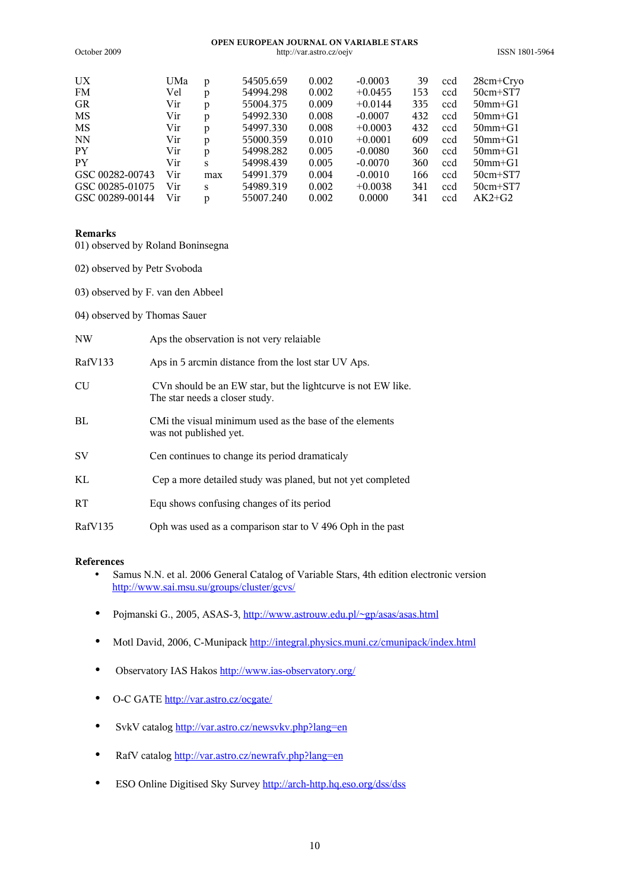| | | | | | | | | |
|---|---|---|---|---|---|---|---|---|
| UX | UMa | p | 54505.659 | 0.002 | -0.0003 | 39 | ccd | 28cm+Cryo |
| FM | Vel | p | 54994.298 | 0.002 | +0.0455 | 153 | ccd | 50cm+ST7 |
| GR | Vir | p | 55004.375 | 0.009 | +0.0144 | 335 | ccd | 50mm+G1 |
| MS | Vir | p | 54992.330 | 0.008 | -0.0007 | 432 | ccd | 50mm+G1 |
| MS | Vir | p | 54997.330 | 0.008 | +0.0003 | 432 | ccd | 50mm+G1 |
| NN | Vir | p | 55000.359 | 0.010 | +0.0001 | 609 | ccd | 50mm+G1 |
| PY | Vir | p | 54998.282 | 0.005 | -0.0080 | 360 | ccd | 50mm+G1 |
| PY | Vir | s | 54998.439 | 0.005 | -0.0070 | 360 | ccd | 50mm+G1 |
| GSC 00282-00743 | Vir | max | 54991.379 | 0.004 | -0.0010 | 166 | ccd | 50cm+ST7 |
| GSC 00285-01075 | Vir | s | 54989.319 | 0.002 | +0.0038 | 341 | ccd | 50cm+ST7 |
| GSC 00289-00144 | Vir | p | 55007.240 | 0.002 | 0.0000 | 341 | ccd | AK2+G2 |

**Remarks**

01) observed by Roland Boninsegna

02) observed by Petr Svoboda

03) observed by F. van den Abbeel

04) observed by Thomas Sauer

| | |
|---|---|
| NW | Aps the observation is not very relaiable |
| RafV133 | Aps in 5 arcmin distance from the lost star UV Aps. |
| CU | CVn should be an EW star, but the lightcurve is not EW like. The star needs a closer study. |
| BL | CMi the visual minimum used as the base of the elements was not published yet. |
| SV | Cen continues to change its period dramaticaly |
| KL | Cep a more detailed study was planed, but not yet completed |
| RT | Equ shows confusing changes of its period |
| RafV135 | Oph was used as a comparison star to V 496 Oph in the past |

**References**

- Samus N.N. et al. 2006 General Catalog of Variable Stars, 4th edition electronic version http://www.sai.msu.su/groups/cluster/gcvs/
- Pojmanski G., 2005, ASAS-3, http://www.astrouw.edu.pl/~gp/asas/asas.html
- Motl David, 2006, C-Munipack http://integral.physics.muni.cz/cmunipack/index.html
- Observatory IAS Hakos http://www.ias-observatory.org/
- O-C GATE http://var.astro.cz/ocgate/
- SvkV catalog http://var.astro.cz/newsvkv.php?lang=en
- RafV catalog http://var.astro.cz/newrafv.php?lang=en
- ESO Online Digitised Sky Survey http://arch-http.hq.eso.org/dss/dss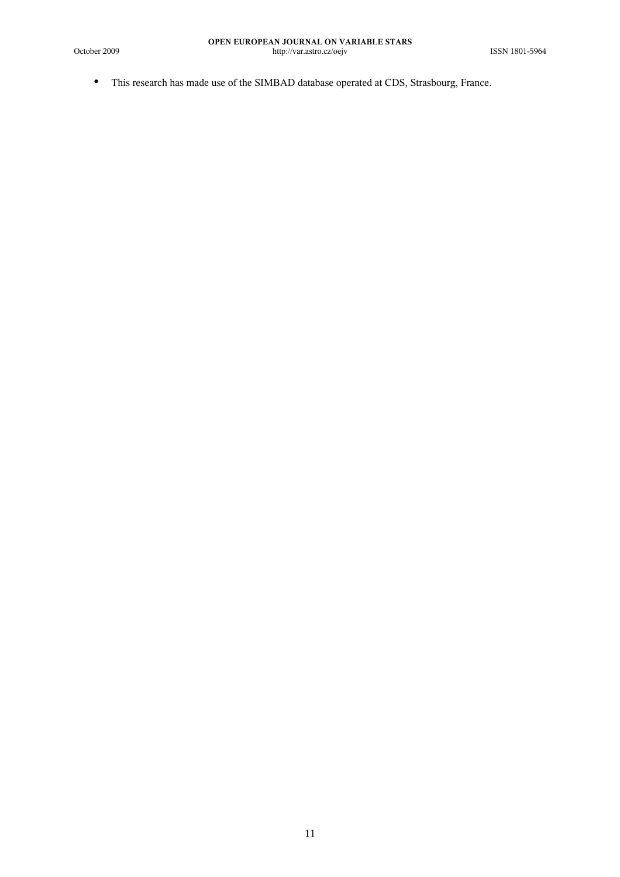- This research has made use of the SIMBAD database operated at CDS, Strasbourg, France.